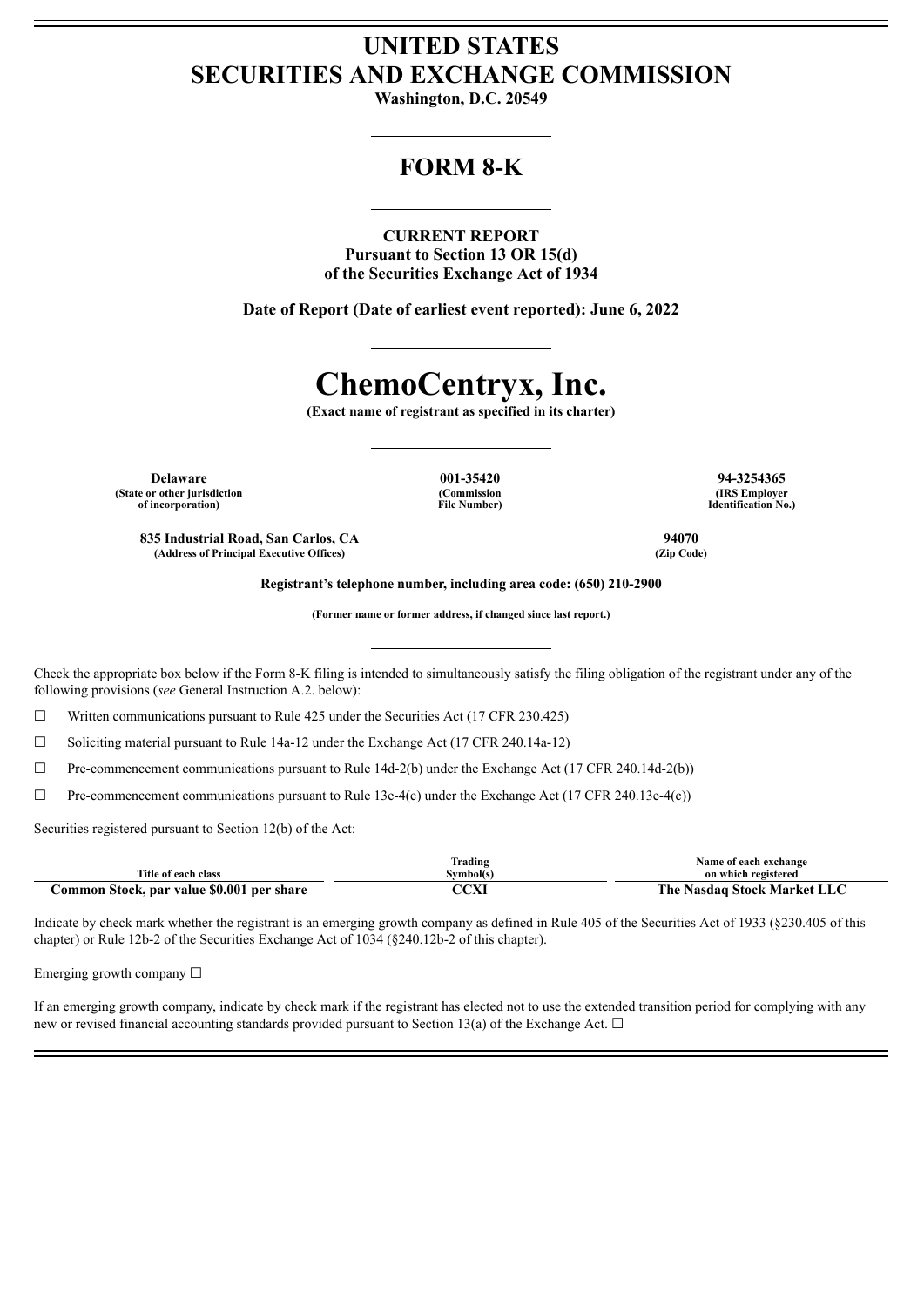# UNITED STATES
# SECURITIES AND EXCHANGE COMMISSION

**Washington, D.C. 20549**

## FORM 8-K

**CURRENT REPORT**
**Pursuant to Section 13 OR 15(d)**
**of the Securities Exchange Act of 1934**

**Date of Report (Date of earliest event reported): June 6, 2022**

# ChemoCentryx, Inc.

**(Exact name of registrant as specified in its charter)**

| Delaware | 001-35420 | 94-3254365 |
|---|---|---|
| (State or other jurisdiction of incorporation) | (Commission File Number) | (IRS Employer Identification No.) |

| 835 Industrial Road, San Carlos, CA | 94070 |
|---|---|
| (Address of Principal Executive Offices) | (Zip Code) |

**Registrant's telephone number, including area code: (650) 210-2900**

**(Former name or former address, if changed since last report.)**

Check the appropriate box below if the Form 8-K filing is intended to simultaneously satisfy the filing obligation of the registrant under any of the following provisions (*see* General Instruction A.2. below):

☐ Written communications pursuant to Rule 425 under the Securities Act (17 CFR 230.425)

☐ Soliciting material pursuant to Rule 14a-12 under the Exchange Act (17 CFR 240.14a-12)

☐ Pre-commencement communications pursuant to Rule 14d-2(b) under the Exchange Act (17 CFR 240.14d-2(b))

☐ Pre-commencement communications pursuant to Rule 13e-4(c) under the Exchange Act (17 CFR 240.13e-4(c))

Securities registered pursuant to Section 12(b) of the Act:

| Title of each class | Trading Symbol(s) | Name of each exchange on which registered |
|---|---|---|
| **Common Stock, par value $0.001 per share** | **CCXI** | **The Nasdaq Stock Market LLC** |

Indicate by check mark whether the registrant is an emerging growth company as defined in Rule 405 of the Securities Act of 1933 (§230.405 of this chapter) or Rule 12b-2 of the Securities Exchange Act of 1034 (§240.12b-2 of this chapter).

Emerging growth company ☐

If an emerging growth company, indicate by check mark if the registrant has elected not to use the extended transition period for complying with any new or revised financial accounting standards provided pursuant to Section 13(a) of the Exchange Act. ☐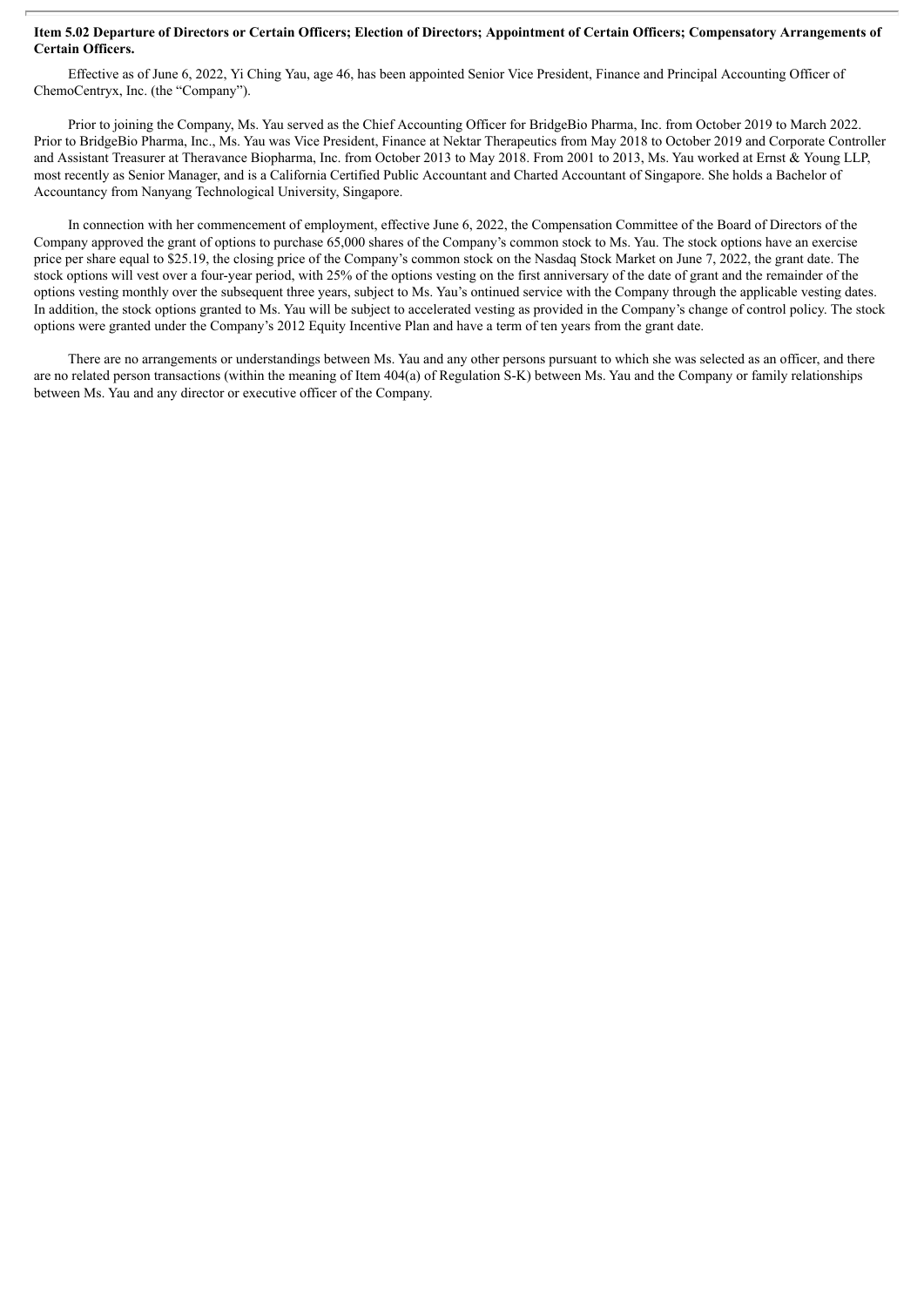**Item 5.02 Departure of Directors or Certain Officers; Election of Directors; Appointment of Certain Officers; Compensatory Arrangements of Certain Officers.**

Effective as of June 6, 2022, Yi Ching Yau, age 46, has been appointed Senior Vice President, Finance and Principal Accounting Officer of ChemoCentryx, Inc. (the "Company").

Prior to joining the Company, Ms. Yau served as the Chief Accounting Officer for BridgeBio Pharma, Inc. from October 2019 to March 2022. Prior to BridgeBio Pharma, Inc., Ms. Yau was Vice President, Finance at Nektar Therapeutics from May 2018 to October 2019 and Corporate Controller and Assistant Treasurer at Theravance Biopharma, Inc. from October 2013 to May 2018. From 2001 to 2013, Ms. Yau worked at Ernst & Young LLP, most recently as Senior Manager, and is a California Certified Public Accountant and Charted Accountant of Singapore. She holds a Bachelor of Accountancy from Nanyang Technological University, Singapore.

In connection with her commencement of employment, effective June 6, 2022, the Compensation Committee of the Board of Directors of the Company approved the grant of options to purchase 65,000 shares of the Company's common stock to Ms. Yau. The stock options have an exercise price per share equal to $25.19, the closing price of the Company's common stock on the Nasdaq Stock Market on June 7, 2022, the grant date. The stock options will vest over a four-year period, with 25% of the options vesting on the first anniversary of the date of grant and the remainder of the options vesting monthly over the subsequent three years, subject to Ms. Yau's ontinued service with the Company through the applicable vesting dates. In addition, the stock options granted to Ms. Yau will be subject to accelerated vesting as provided in the Company's change of control policy. The stock options were granted under the Company's 2012 Equity Incentive Plan and have a term of ten years from the grant date.

There are no arrangements or understandings between Ms. Yau and any other persons pursuant to which she was selected as an officer, and there are no related person transactions (within the meaning of Item 404(a) of Regulation S-K) between Ms. Yau and the Company or family relationships between Ms. Yau and any director or executive officer of the Company.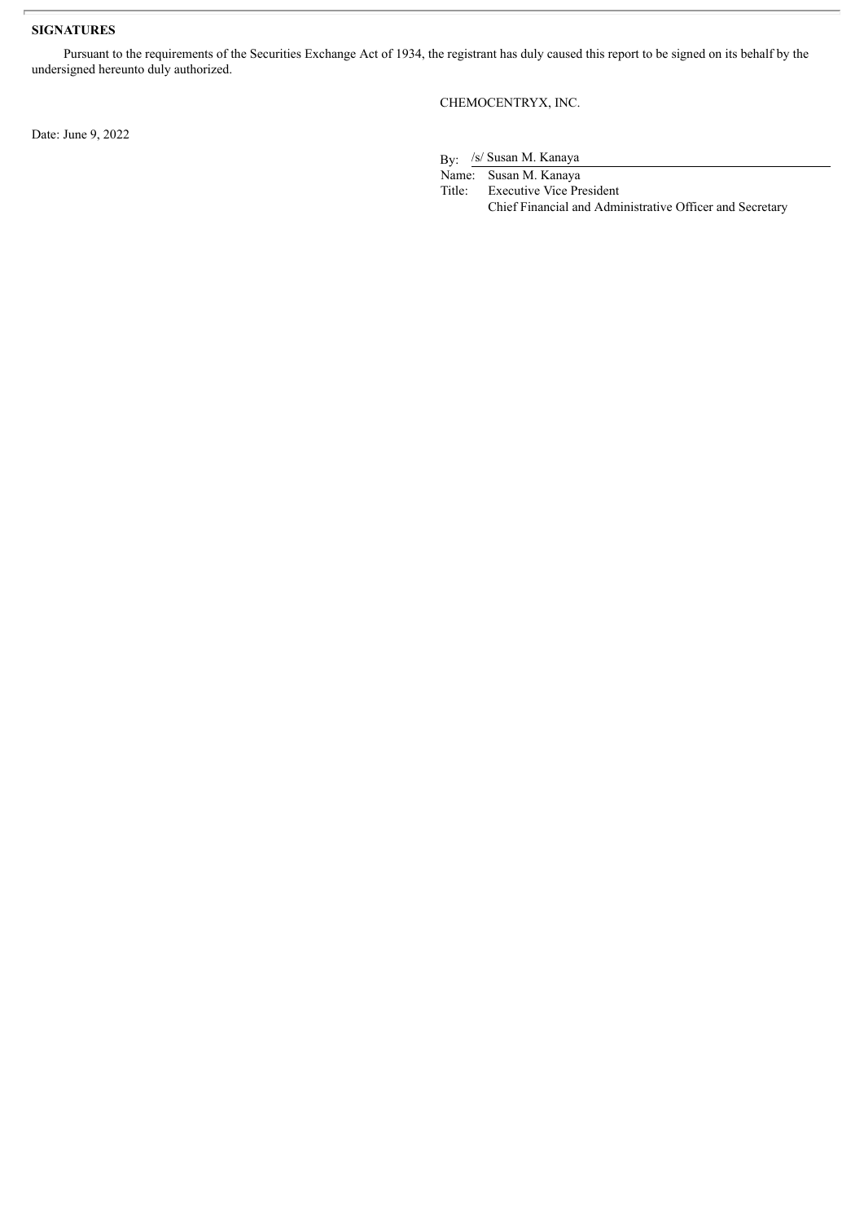**SIGNATURES**

Pursuant to the requirements of the Securities Exchange Act of 1934, the registrant has duly caused this report to be signed on its behalf by the undersigned hereunto duly authorized.

CHEMOCENTRYX, INC.

Date: June 9, 2022

By: /s/ Susan M. Kanaya

Name: Susan M. Kanaya

Title: Executive Vice President
Chief Financial and Administrative Officer and Secretary